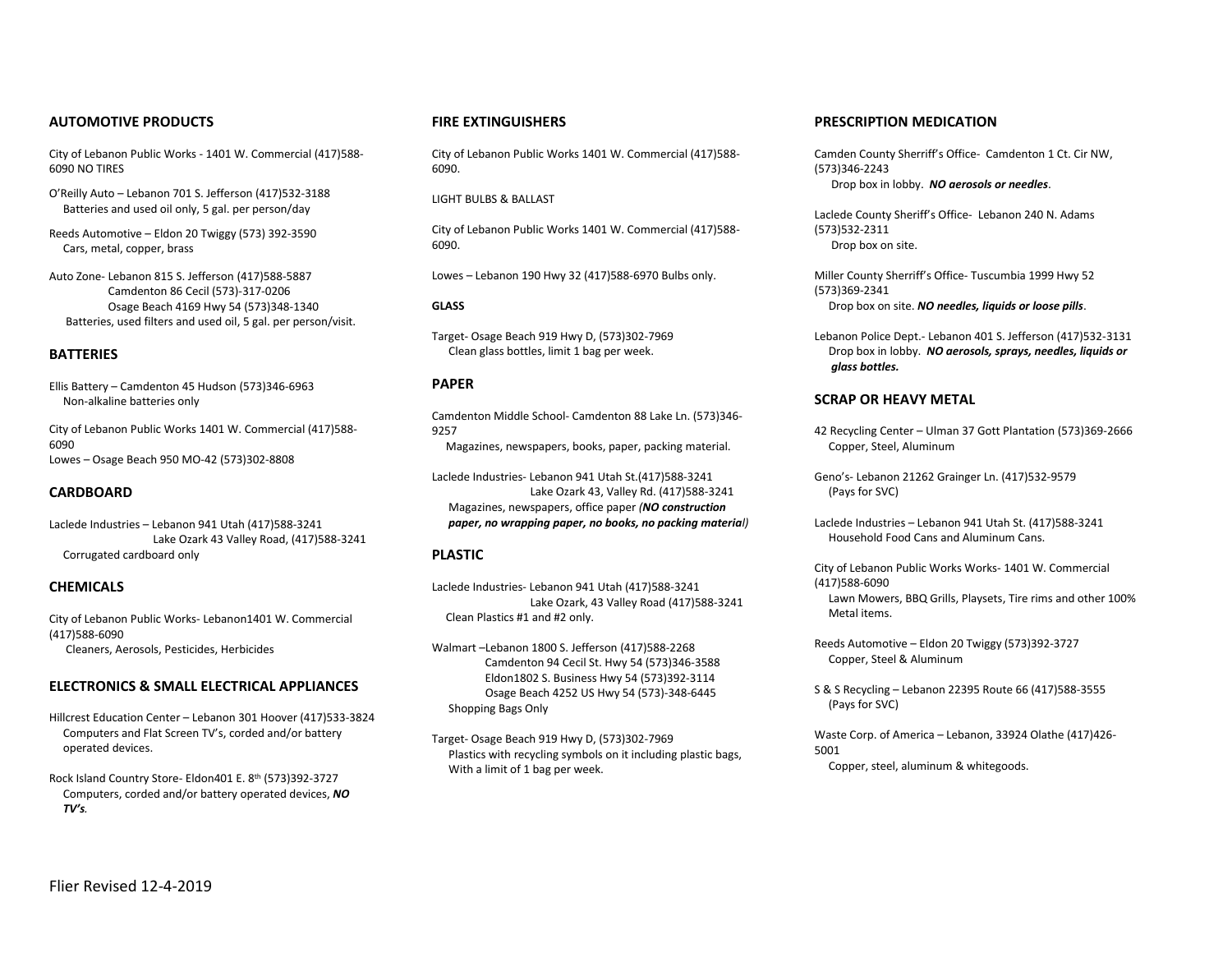## AUTOMOTIVE PRODUCTS

City of Lebanon Public Works - 1401 W. Commercial (417)588-6090 NO TIRES

O'Reilly Auto – Lebanon 701 S. Jefferson (417)532-3188
Batteries and used oil only, 5 gal. per person/day

Reeds Automotive – Eldon 20 Twiggy (573) 392-3590
Cars, metal, copper, brass

Auto Zone- Lebanon 815 S. Jefferson (417)588-5887
Camdenton 86 Cecil (573)-317-0206
Osage Beach 4169 Hwy 54 (573)348-1340
Batteries, used filters and used oil, 5 gal. per person/visit.

## BATTERIES

Ellis Battery – Camdenton 45 Hudson (573)346-6963
Non-alkaline batteries only

City of Lebanon Public Works 1401 W. Commercial (417)588-6090
Lowes – Osage Beach 950 MO-42 (573)302-8808

## CARDBOARD

Laclede Industries – Lebanon 941 Utah (417)588-3241
Lake Ozark 43 Valley Road, (417)588-3241
Corrugated cardboard only

## CHEMICALS

City of Lebanon Public Works- Lebanon1401 W. Commercial (417)588-6090
Cleaners, Aerosols, Pesticides, Herbicides

## ELECTRONICS & SMALL ELECTRICAL APPLIANCES

Hillcrest Education Center – Lebanon 301 Hoover (417)533-3824
Computers and Flat Screen TV's, corded and/or battery operated devices.

Rock Island Country Store- Eldon401 E. 8th (573)392-3727
Computers, corded and/or battery operated devices, ***NO TV's***.

## FIRE EXTINGUISHERS

City of Lebanon Public Works 1401 W. Commercial (417)588-6090.

LIGHT BULBS & BALLAST

City of Lebanon Public Works 1401 W. Commercial (417)588-6090.

Lowes – Lebanon 190 Hwy 32 (417)588-6970 Bulbs only.

**GLASS**

Target- Osage Beach 919 Hwy D, (573)302-7969
Clean glass bottles, limit 1 bag per week.

## PAPER

Camdenton Middle School- Camdenton 88 Lake Ln. (573)346-9257
Magazines, newspapers, books, paper, packing material.

Laclede Industries- Lebanon 941 Utah St.(417)588-3241
Lake Ozark 43, Valley Rd. (417)588-3241
Magazines, newspapers, office paper *(**NO construction paper, no wrapping paper, no books, no packing material**)*

## PLASTIC

Laclede Industries- Lebanon 941 Utah (417)588-3241
Lake Ozark, 43 Valley Road (417)588-3241
Clean Plastics #1 and #2 only.

Walmart –Lebanon 1800 S. Jefferson (417)588-2268
Camdenton 94 Cecil St. Hwy 54 (573)346-3588
Eldon1802 S. Business Hwy 54 (573)392-3114
Osage Beach 4252 US Hwy 54 (573)-348-6445
Shopping Bags Only

Target- Osage Beach 919 Hwy D, (573)302-7969
Plastics with recycling symbols on it including plastic bags, With a limit of 1 bag per week.

## PRESCRIPTION MEDICATION

Camden County Sherriff's Office- Camdenton 1 Ct. Cir NW, (573)346-2243
Drop box in lobby. ***NO aerosols or needles***.

Laclede County Sheriff's Office- Lebanon 240 N. Adams (573)532-2311
Drop box on site.

Miller County Sherriff's Office- Tuscumbia 1999 Hwy 52 (573)369-2341
Drop box on site. ***NO needles, liquids or loose pills***.

Lebanon Police Dept.- Lebanon 401 S. Jefferson (417)532-3131
Drop box in lobby. ***NO aerosols, sprays, needles, liquids or glass bottles.***

## SCRAP OR HEAVY METAL

42 Recycling Center – Ulman 37 Gott Plantation (573)369-2666
Copper, Steel, Aluminum

Geno's- Lebanon 21262 Grainger Ln. (417)532-9579
(Pays for SVC)

Laclede Industries – Lebanon 941 Utah St. (417)588-3241
Household Food Cans and Aluminum Cans.

City of Lebanon Public Works Works- 1401 W. Commercial (417)588-6090
Lawn Mowers, BBQ Grills, Playsets, Tire rims and other 100% Metal items.

Reeds Automotive – Eldon 20 Twiggy (573)392-3727
Copper, Steel & Aluminum

S & S Recycling – Lebanon 22395 Route 66 (417)588-3555
(Pays for SVC)

Waste Corp. of America – Lebanon, 33924 Olathe (417)426-5001
Copper, steel, aluminum & whitegoods.

Flier Revised 12-4-2019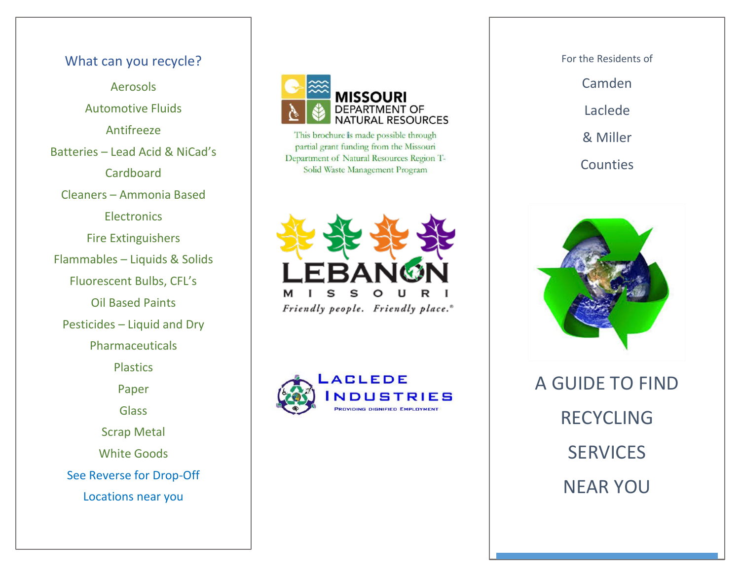## What can you recycle?

Aerosols

Automotive Fluids

Antifreeze

Batteries – Lead Acid & NiCad's

Cardboard

Cleaners – Ammonia Based

Electronics

Fire Extinguishers

Flammables – Liquids & Solids

Fluorescent Bulbs, CFL's

Oil Based Paints

Pesticides – Liquid and Dry

Pharmaceuticals

Plastics

Paper

Glass

Scrap Metal

White Goods

See Reverse for Drop-Off Locations near you

MISSOURI DEPARTMENT OF NATURAL RESOURCES

This brochure is made possible through partial grant funding from the Missouri Department of Natural Resources Region T-Solid Waste Management Program

LEBANON MISSOURI

*Friendly people. Friendly place.®*

LACLEDE INDUSTRIES

PROVIDING DIGNIFIED EMPLOYMENT

For the Residents of

Camden

Laclede

& Miller

Counties

# A GUIDE TO FIND RECYCLING SERVICES NEAR YOU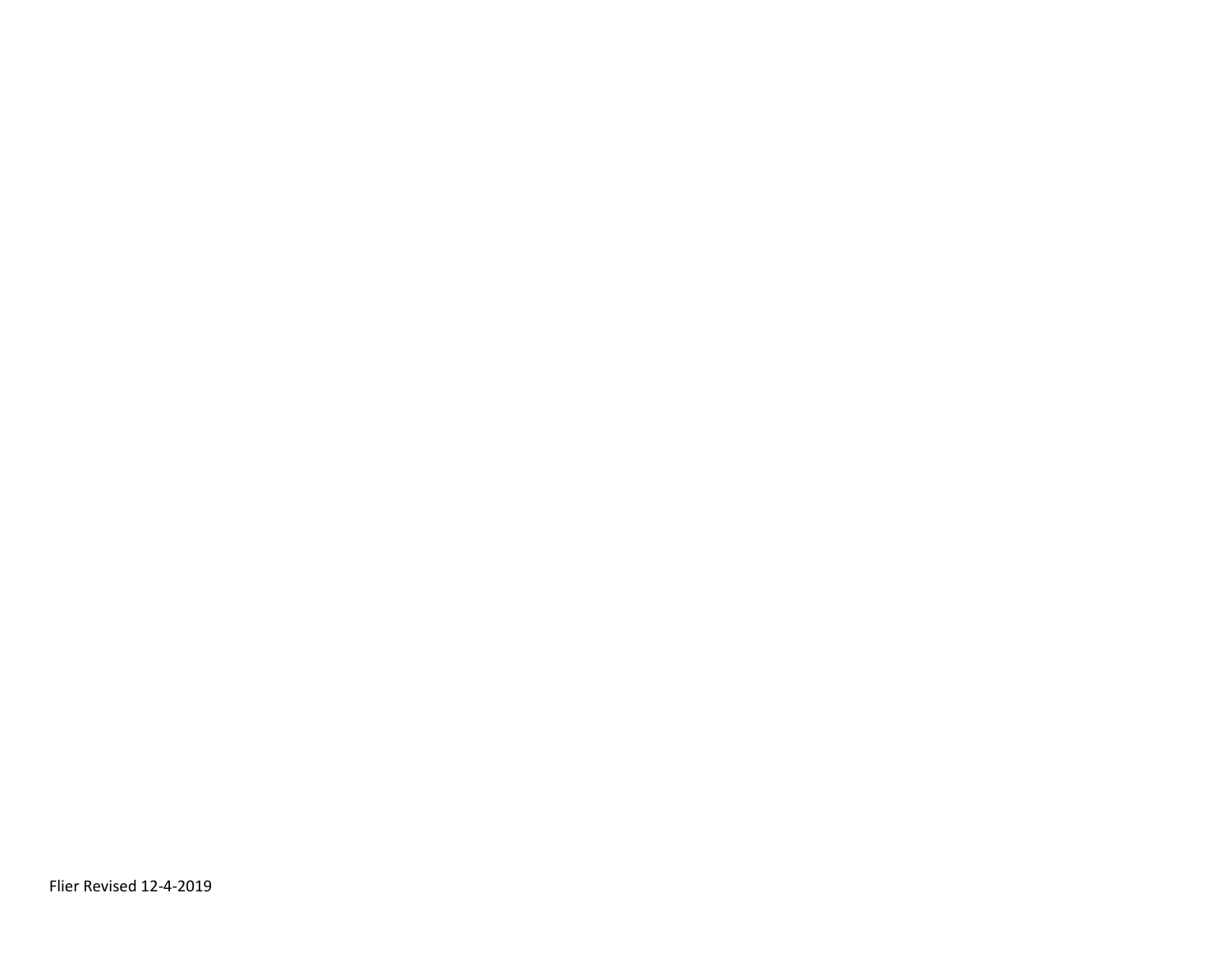Flier Revised 12-4-2019